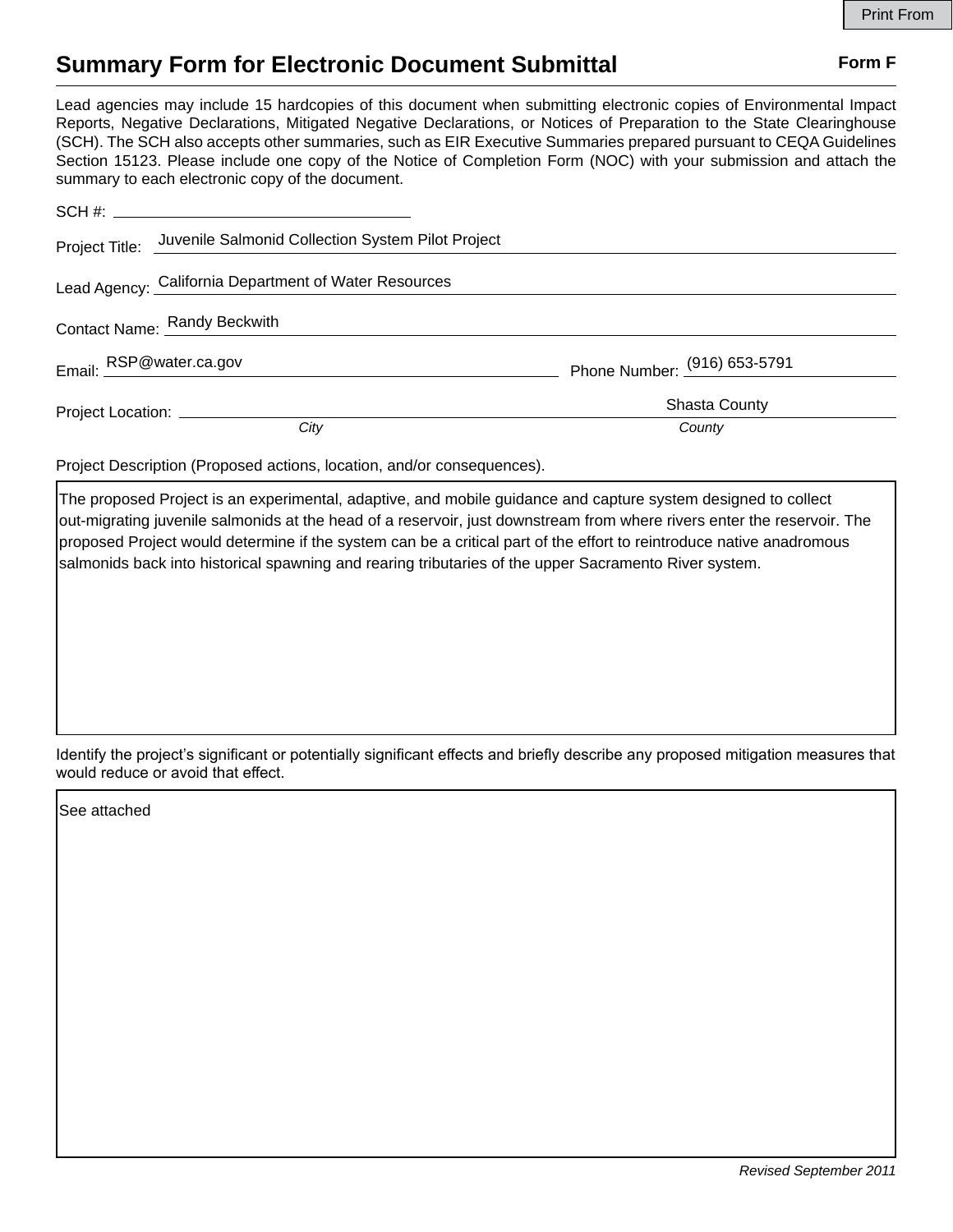Print From

# Summary Form for Electronic Document Submittal

**Form F**

Lead agencies may include 15 hardcopies of this document when submitting electronic copies of Environmental Impact Reports, Negative Declarations, Mitigated Negative Declarations, or Notices of Preparation to the State Clearinghouse (SCH). The SCH also accepts other summaries, such as EIR Executive Summaries prepared pursuant to CEQA Guidelines Section 15123. Please include one copy of the Notice of Completion Form (NOC) with your submission and attach the summary to each electronic copy of the document.

SCH #: ______________________

Project Title: Juvenile Salmonid Collection System Pilot Project

Lead Agency: California Department of Water Resources

Contact Name: Randy Beckwith

Email: RSP@water.ca.gov

Phone Number: (916) 653-5791

Project Location: ______________________ (*City*) Shasta County (*County*)

Project Description (Proposed actions, location, and/or consequences).

The proposed Project is an experimental, adaptive, and mobile guidance and capture system designed to collect out-migrating juvenile salmonids at the head of a reservoir, just downstream from where rivers enter the reservoir. The proposed Project would determine if the system can be a critical part of the effort to reintroduce native anadromous salmonids back into historical spawning and rearing tributaries of the upper Sacramento River system.

Identify the project's significant or potentially significant effects and briefly describe any proposed mitigation measures that would reduce or avoid that effect.

See attached

*Revised September 2011*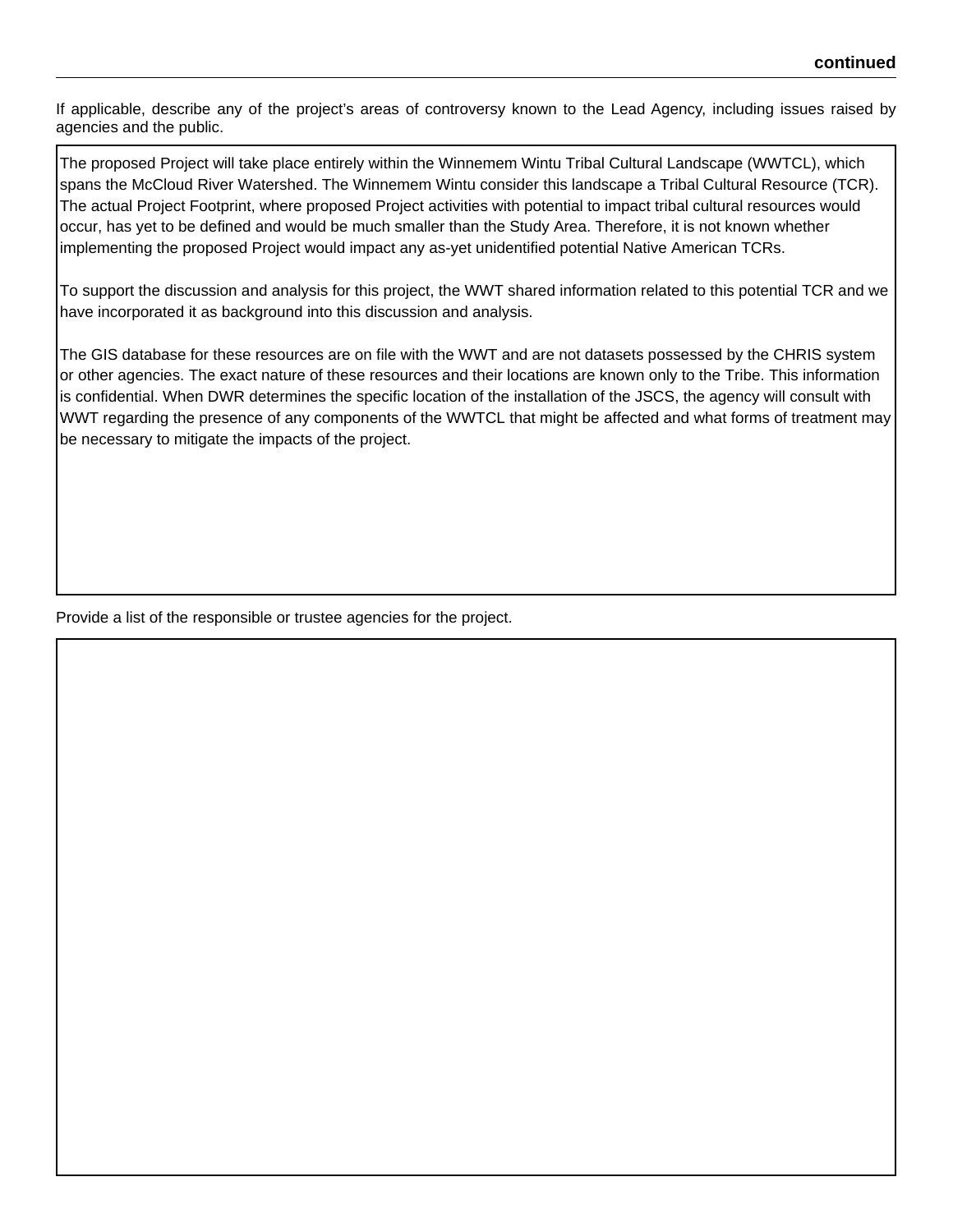**continued**

If applicable, describe any of the project's areas of controversy known to the Lead Agency, including issues raised by agencies and the public.

The proposed Project will take place entirely within the Winnemem Wintu Tribal Cultural Landscape (WWTCL), which spans the McCloud River Watershed. The Winnemem Wintu consider this landscape a Tribal Cultural Resource (TCR). The actual Project Footprint, where proposed Project activities with potential to impact tribal cultural resources would occur, has yet to be defined and would be much smaller than the Study Area. Therefore, it is not known whether implementing the proposed Project would impact any as-yet unidentified potential Native American TCRs.

To support the discussion and analysis for this project, the WWT shared information related to this potential TCR and we have incorporated it as background into this discussion and analysis.

The GIS database for these resources are on file with the WWT and are not datasets possessed by the CHRIS system or other agencies. The exact nature of these resources and their locations are known only to the Tribe. This information is confidential. When DWR determines the specific location of the installation of the JSCS, the agency will consult with WWT regarding the presence of any components of the WWTCL that might be affected and what forms of treatment may be necessary to mitigate the impacts of the project.

Provide a list of the responsible or trustee agencies for the project.